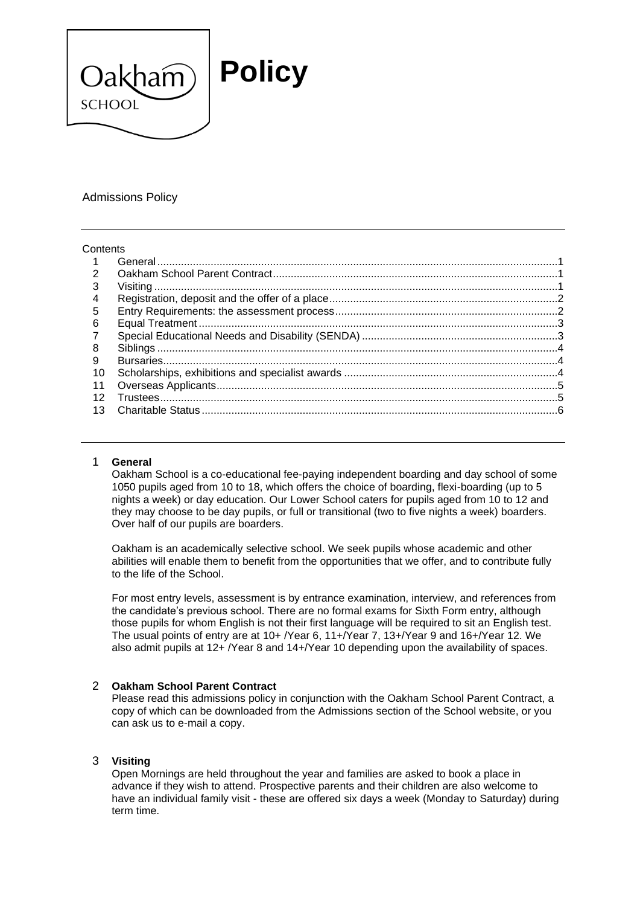# Policy

Admissions Policy

Contents

1 General ....1
2 Oakham School Parent Contract ....1
3 Visiting ....1
4 Registration, deposit and the offer of a place ....2
5 Entry Requirements: the assessment process ....2
6 Equal Treatment ....3
7 Special Educational Needs and Disability (SENDA) ....3
8 Siblings ....4
9 Bursaries ....4
10 Scholarships, exhibitions and specialist awards ....4
11 Overseas Applicants ....5
12 Trustees ....5
13 Charitable Status ....6

## 1 General

Oakham School is a co-educational fee-paying independent boarding and day school of some 1050 pupils aged from 10 to 18, which offers the choice of boarding, flexi-boarding (up to 5 nights a week) or day education. Our Lower School caters for pupils aged from 10 to 12 and they may choose to be day pupils, or full or transitional (two to five nights a week) boarders. Over half of our pupils are boarders.

Oakham is an academically selective school. We seek pupils whose academic and other abilities will enable them to benefit from the opportunities that we offer, and to contribute fully to the life of the School.

For most entry levels, assessment is by entrance examination, interview, and references from the candidate's previous school. There are no formal exams for Sixth Form entry, although those pupils for whom English is not their first language will be required to sit an English test. The usual points of entry are at 10+ /Year 6, 11+/Year 7, 13+/Year 9 and 16+/Year 12. We also admit pupils at 12+ /Year 8 and 14+/Year 10 depending upon the availability of spaces.

## 2 Oakham School Parent Contract

Please read this admissions policy in conjunction with the Oakham School Parent Contract, a copy of which can be downloaded from the Admissions section of the School website, or you can ask us to e-mail a copy.

## 3 Visiting

Open Mornings are held throughout the year and families are asked to book a place in advance if they wish to attend. Prospective parents and their children are also welcome to have an individual family visit - these are offered six days a week (Monday to Saturday) during term time.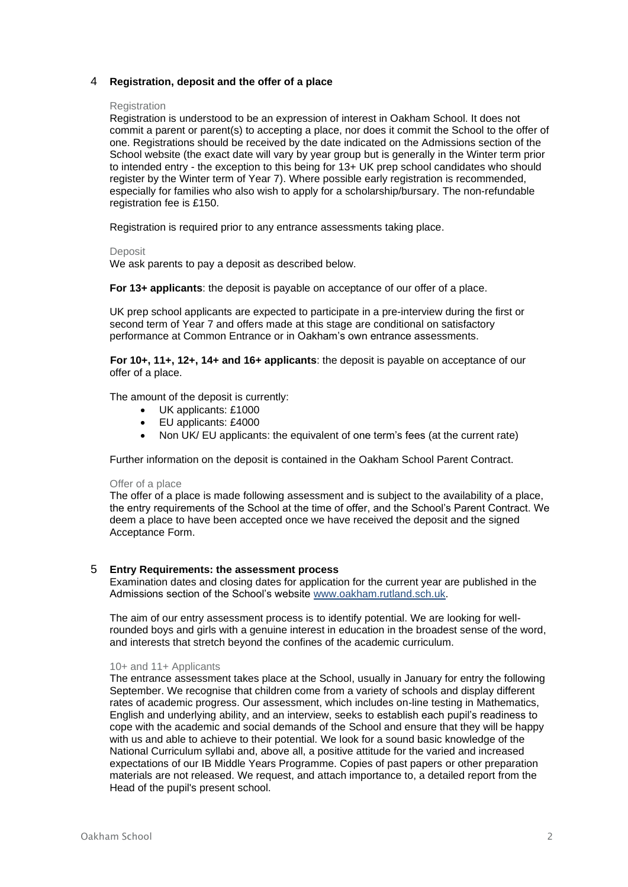## 4 Registration, deposit and the offer of a place

### Registration

Registration is understood to be an expression of interest in Oakham School. It does not commit a parent or parent(s) to accepting a place, nor does it commit the School to the offer of one. Registrations should be received by the date indicated on the Admissions section of the School website (the exact date will vary by year group but is generally in the Winter term prior to intended entry - the exception to this being for 13+ UK prep school candidates who should register by the Winter term of Year 7). Where possible early registration is recommended, especially for families who also wish to apply for a scholarship/bursary. The non-refundable registration fee is £150.

Registration is required prior to any entrance assessments taking place.

### Deposit

We ask parents to pay a deposit as described below.

**For 13+ applicants**: the deposit is payable on acceptance of our offer of a place.

UK prep school applicants are expected to participate in a pre-interview during the first or second term of Year 7 and offers made at this stage are conditional on satisfactory performance at Common Entrance or in Oakham's own entrance assessments.

**For 10+, 11+, 12+, 14+ and 16+ applicants**: the deposit is payable on acceptance of our offer of a place.

The amount of the deposit is currently:

- UK applicants: £1000
- EU applicants: £4000
- Non UK/ EU applicants: the equivalent of one term's fees (at the current rate)

Further information on the deposit is contained in the Oakham School Parent Contract.

### Offer of a place

The offer of a place is made following assessment and is subject to the availability of a place, the entry requirements of the School at the time of offer, and the School's Parent Contract. We deem a place to have been accepted once we have received the deposit and the signed Acceptance Form.

## 5 Entry Requirements: the assessment process

Examination dates and closing dates for application for the current year are published in the Admissions section of the School's website [www.oakham.rutland.sch.uk](http://www.oakham.rutland.sch.uk).

The aim of our entry assessment process is to identify potential. We are looking for well-rounded boys and girls with a genuine interest in education in the broadest sense of the word, and interests that stretch beyond the confines of the academic curriculum.

### 10+ and 11+ Applicants

The entrance assessment takes place at the School, usually in January for entry the following September. We recognise that children come from a variety of schools and display different rates of academic progress. Our assessment, which includes on-line testing in Mathematics, English and underlying ability, and an interview, seeks to establish each pupil's readiness to cope with the academic and social demands of the School and ensure that they will be happy with us and able to achieve to their potential. We look for a sound basic knowledge of the National Curriculum syllabi and, above all, a positive attitude for the varied and increased expectations of our IB Middle Years Programme. Copies of past papers or other preparation materials are not released. We request, and attach importance to, a detailed report from the Head of the pupil's present school.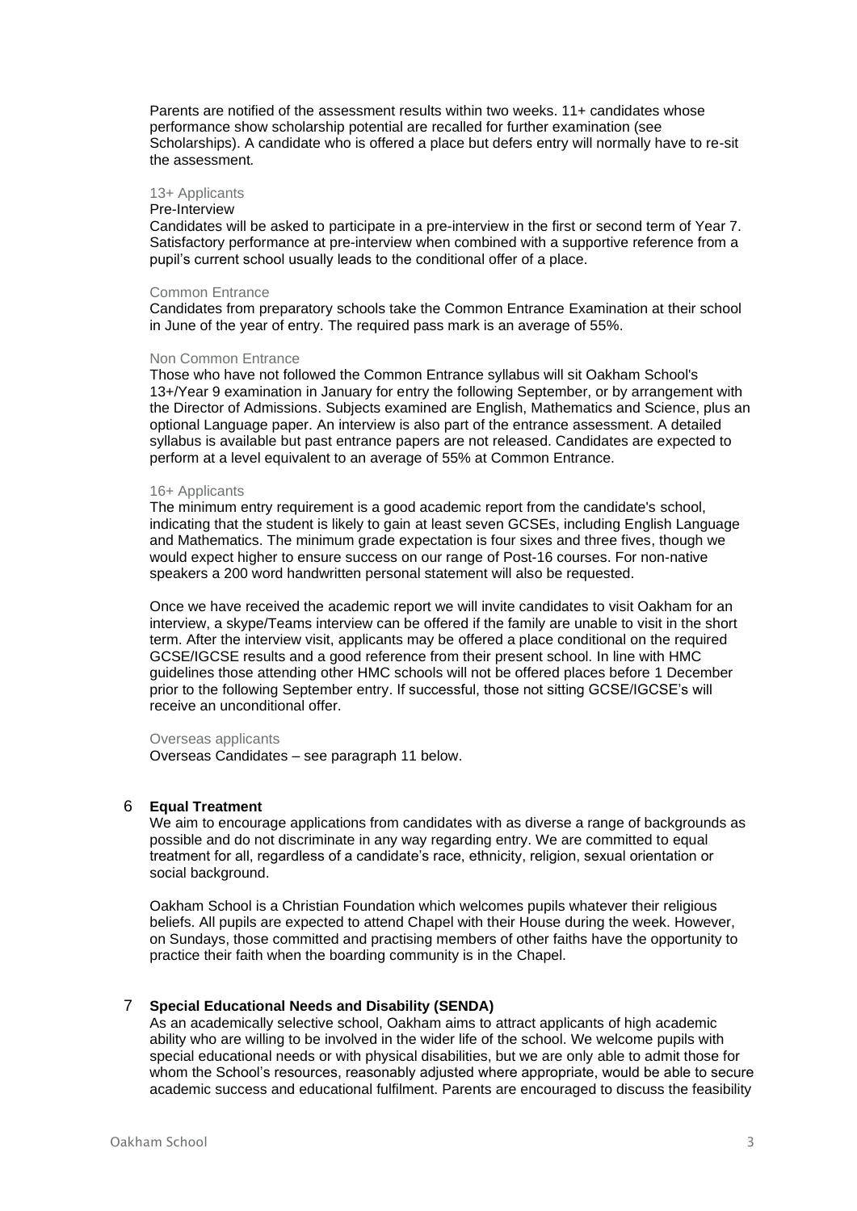Parents are notified of the assessment results within two weeks. 11+ candidates whose performance show scholarship potential are recalled for further examination (see Scholarships). A candidate who is offered a place but defers entry will normally have to re-sit the assessment.

### 13+ Applicants

#### Pre-Interview

Candidates will be asked to participate in a pre-interview in the first or second term of Year 7. Satisfactory performance at pre-interview when combined with a supportive reference from a pupil's current school usually leads to the conditional offer of a place.

#### Common Entrance

Candidates from preparatory schools take the Common Entrance Examination at their school in June of the year of entry. The required pass mark is an average of 55%.

#### Non Common Entrance

Those who have not followed the Common Entrance syllabus will sit Oakham School's 13+/Year 9 examination in January for entry the following September, or by arrangement with the Director of Admissions. Subjects examined are English, Mathematics and Science, plus an optional Language paper. An interview is also part of the entrance assessment. A detailed syllabus is available but past entrance papers are not released. Candidates are expected to perform at a level equivalent to an average of 55% at Common Entrance.

### 16+ Applicants

The minimum entry requirement is a good academic report from the candidate's school, indicating that the student is likely to gain at least seven GCSEs, including English Language and Mathematics. The minimum grade expectation is four sixes and three fives, though we would expect higher to ensure success on our range of Post-16 courses. For non-native speakers a 200 word handwritten personal statement will also be requested.

Once we have received the academic report we will invite candidates to visit Oakham for an interview, a skype/Teams interview can be offered if the family are unable to visit in the short term. After the interview visit, applicants may be offered a place conditional on the required GCSE/IGCSE results and a good reference from their present school. In line with HMC guidelines those attending other HMC schools will not be offered places before 1 December prior to the following September entry. If successful, those not sitting GCSE/IGCSE's will receive an unconditional offer.

### Overseas applicants

Overseas Candidates – see paragraph 11 below.

## 6 Equal Treatment

We aim to encourage applications from candidates with as diverse a range of backgrounds as possible and do not discriminate in any way regarding entry. We are committed to equal treatment for all, regardless of a candidate's race, ethnicity, religion, sexual orientation or social background.

Oakham School is a Christian Foundation which welcomes pupils whatever their religious beliefs. All pupils are expected to attend Chapel with their House during the week. However, on Sundays, those committed and practising members of other faiths have the opportunity to practice their faith when the boarding community is in the Chapel.

## 7 Special Educational Needs and Disability (SENDA)

As an academically selective school, Oakham aims to attract applicants of high academic ability who are willing to be involved in the wider life of the school. We welcome pupils with special educational needs or with physical disabilities, but we are only able to admit those for whom the School's resources, reasonably adjusted where appropriate, would be able to secure academic success and educational fulfilment. Parents are encouraged to discuss the feasibility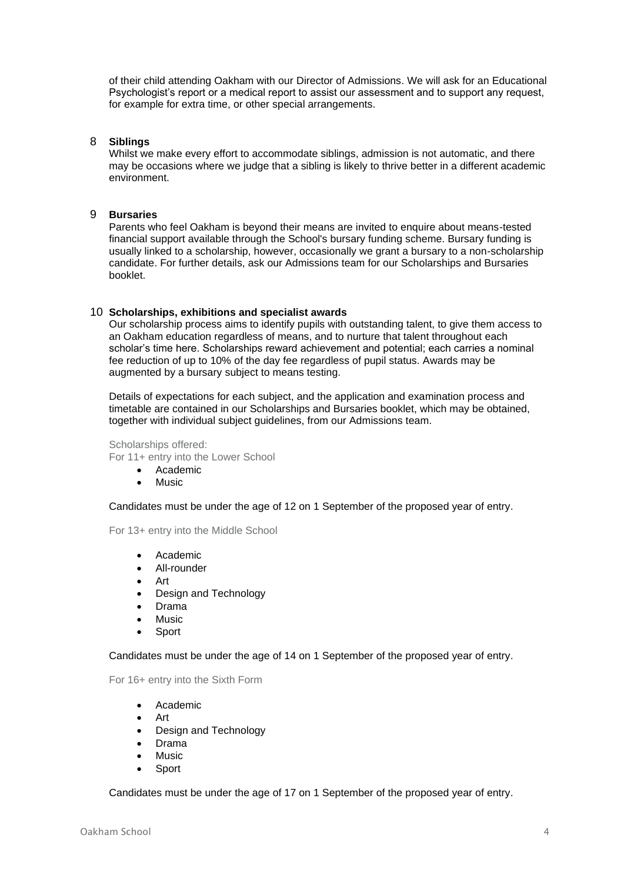of their child attending Oakham with our Director of Admissions. We will ask for an Educational Psychologist's report or a medical report to assist our assessment and to support any request, for example for extra time, or other special arrangements.

## 8 Siblings

Whilst we make every effort to accommodate siblings, admission is not automatic, and there may be occasions where we judge that a sibling is likely to thrive better in a different academic environment.

## 9 Bursaries

Parents who feel Oakham is beyond their means are invited to enquire about means-tested financial support available through the School's bursary funding scheme. Bursary funding is usually linked to a scholarship, however, occasionally we grant a bursary to a non-scholarship candidate. For further details, ask our Admissions team for our Scholarships and Bursaries booklet.

## 10 Scholarships, exhibitions and specialist awards

Our scholarship process aims to identify pupils with outstanding talent, to give them access to an Oakham education regardless of means, and to nurture that talent throughout each scholar's time here. Scholarships reward achievement and potential; each carries a nominal fee reduction of up to 10% of the day fee regardless of pupil status. Awards may be augmented by a bursary subject to means testing.

Details of expectations for each subject, and the application and examination process and timetable are contained in our Scholarships and Bursaries booklet, which may be obtained, together with individual subject guidelines, from our Admissions team.

Scholarships offered:

For 11+ entry into the Lower School

- Academic
- Music

Candidates must be under the age of 12 on 1 September of the proposed year of entry.

For 13+ entry into the Middle School

- Academic
- All-rounder
- Art
- Design and Technology
- Drama
- Music
- Sport

Candidates must be under the age of 14 on 1 September of the proposed year of entry.

For 16+ entry into the Sixth Form

- Academic
- Art
- Design and Technology
- Drama
- Music
- Sport

Candidates must be under the age of 17 on 1 September of the proposed year of entry.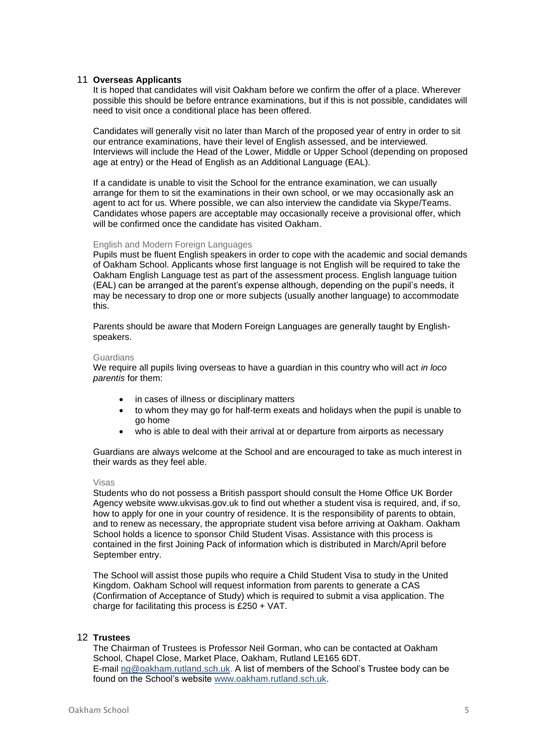## 11 Overseas Applicants

It is hoped that candidates will visit Oakham before we confirm the offer of a place. Wherever possible this should be before entrance examinations, but if this is not possible, candidates will need to visit once a conditional place has been offered.

Candidates will generally visit no later than March of the proposed year of entry in order to sit our entrance examinations, have their level of English assessed, and be interviewed. Interviews will include the Head of the Lower, Middle or Upper School (depending on proposed age at entry) or the Head of English as an Additional Language (EAL).

If a candidate is unable to visit the School for the entrance examination, we can usually arrange for them to sit the examinations in their own school, or we may occasionally ask an agent to act for us. Where possible, we can also interview the candidate via Skype/Teams. Candidates whose papers are acceptable may occasionally receive a provisional offer, which will be confirmed once the candidate has visited Oakham.

### English and Modern Foreign Languages

Pupils must be fluent English speakers in order to cope with the academic and social demands of Oakham School. Applicants whose first language is not English will be required to take the Oakham English Language test as part of the assessment process. English language tuition (EAL) can be arranged at the parent's expense although, depending on the pupil's needs, it may be necessary to drop one or more subjects (usually another language) to accommodate this.

Parents should be aware that Modern Foreign Languages are generally taught by English-speakers.

### Guardians

We require all pupils living overseas to have a guardian in this country who will act *in loco parentis* for them:

- in cases of illness or disciplinary matters
- to whom they may go for half-term exeats and holidays when the pupil is unable to go home
- who is able to deal with their arrival at or departure from airports as necessary

Guardians are always welcome at the School and are encouraged to take as much interest in their wards as they feel able.

### Visas

Students who do not possess a British passport should consult the Home Office UK Border Agency website www.ukvisas.gov.uk to find out whether a student visa is required, and, if so, how to apply for one in your country of residence. It is the responsibility of parents to obtain, and to renew as necessary, the appropriate student visa before arriving at Oakham. Oakham School holds a licence to sponsor Child Student Visas. Assistance with this process is contained in the first Joining Pack of information which is distributed in March/April before September entry.

The School will assist those pupils who require a Child Student Visa to study in the United Kingdom. Oakham School will request information from parents to generate a CAS (Confirmation of Acceptance of Study) which is required to submit a visa application. The charge for facilitating this process is £250 + VAT.

## 12 Trustees

The Chairman of Trustees is Professor Neil Gorman, who can be contacted at Oakham School, Chapel Close, Market Place, Oakham, Rutland LE165 6DT.
E-mail [ng@oakham.rutland.sch.uk](mailto:ng@oakham.rutland.sch.uk). A list of members of the School's Trustee body can be found on the School's website [www.oakham.rutland.sch.uk](http://www.oakham.rutland.sch.uk).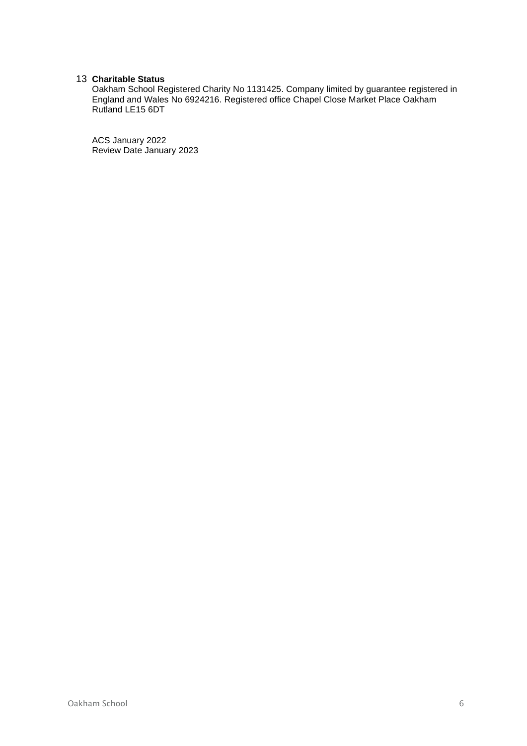13 **Charitable Status**
Oakham School Registered Charity No 1131425. Company limited by guarantee registered in England and Wales No 6924216. Registered office Chapel Close Market Place Oakham Rutland LE15 6DT

ACS January 2022
Review Date January 2023